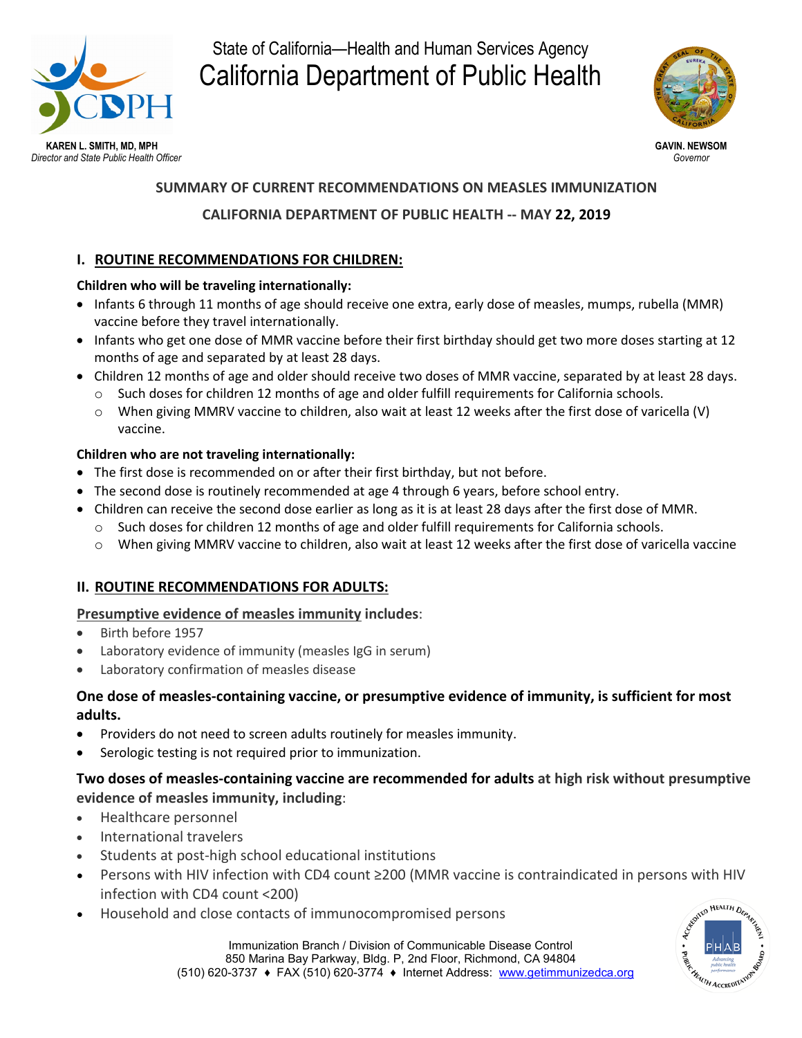State of California—Health and Human Services Agency

# California Department of Public Health

**KAREN L. SMITH, MD, MPH**
*Director and State Public Health Officer*

**GAVIN. NEWSOM**
*Governor*

## SUMMARY OF CURRENT RECOMMENDATIONS ON MEASLES IMMUNIZATION

## CALIFORNIA DEPARTMENT OF PUBLIC HEALTH -- MAY 22, 2019

### I. ROUTINE RECOMMENDATIONS FOR CHILDREN:

**Children who will be traveling internationally:**

- Infants 6 through 11 months of age should receive one extra, early dose of measles, mumps, rubella (MMR) vaccine before they travel internationally.
- Infants who get one dose of MMR vaccine before their first birthday should get two more doses starting at 12 months of age and separated by at least 28 days.
- Children 12 months of age and older should receive two doses of MMR vaccine, separated by at least 28 days.
  - Such doses for children 12 months of age and older fulfill requirements for California schools.
  - When giving MMRV vaccine to children, also wait at least 12 weeks after the first dose of varicella (V) vaccine.

**Children who are not traveling internationally:**

- The first dose is recommended on or after their first birthday, but not before.
- The second dose is routinely recommended at age 4 through 6 years, before school entry.
- Children can receive the second dose earlier as long as it is at least 28 days after the first dose of MMR.
  - Such doses for children 12 months of age and older fulfill requirements for California schools.
  - When giving MMRV vaccine to children, also wait at least 12 weeks after the first dose of varicella vaccine

### II. ROUTINE RECOMMENDATIONS FOR ADULTS:

**Presumptive evidence of measles immunity includes**:

- Birth before 1957
- Laboratory evidence of immunity (measles IgG in serum)
- Laboratory confirmation of measles disease

**One dose of measles-containing vaccine, or presumptive evidence of immunity, is sufficient for most adults.**

- Providers do not need to screen adults routinely for measles immunity.
- Serologic testing is not required prior to immunization.

**Two doses of measles-containing vaccine are recommended for adults at high risk without presumptive evidence of measles immunity, including**:

- Healthcare personnel
- International travelers
- Students at post-high school educational institutions
- Persons with HIV infection with CD4 count ≥200 (MMR vaccine is contraindicated in persons with HIV infection with CD4 count <200)
- Household and close contacts of immunocompromised persons

Immunization Branch / Division of Communicable Disease Control
850 Marina Bay Parkway, Bldg. P, 2nd Floor, Richmond, CA 94804
(510) 620-3737 ♦ FAX (510) 620-3774 ♦ Internet Address: www.getimmunizedca.org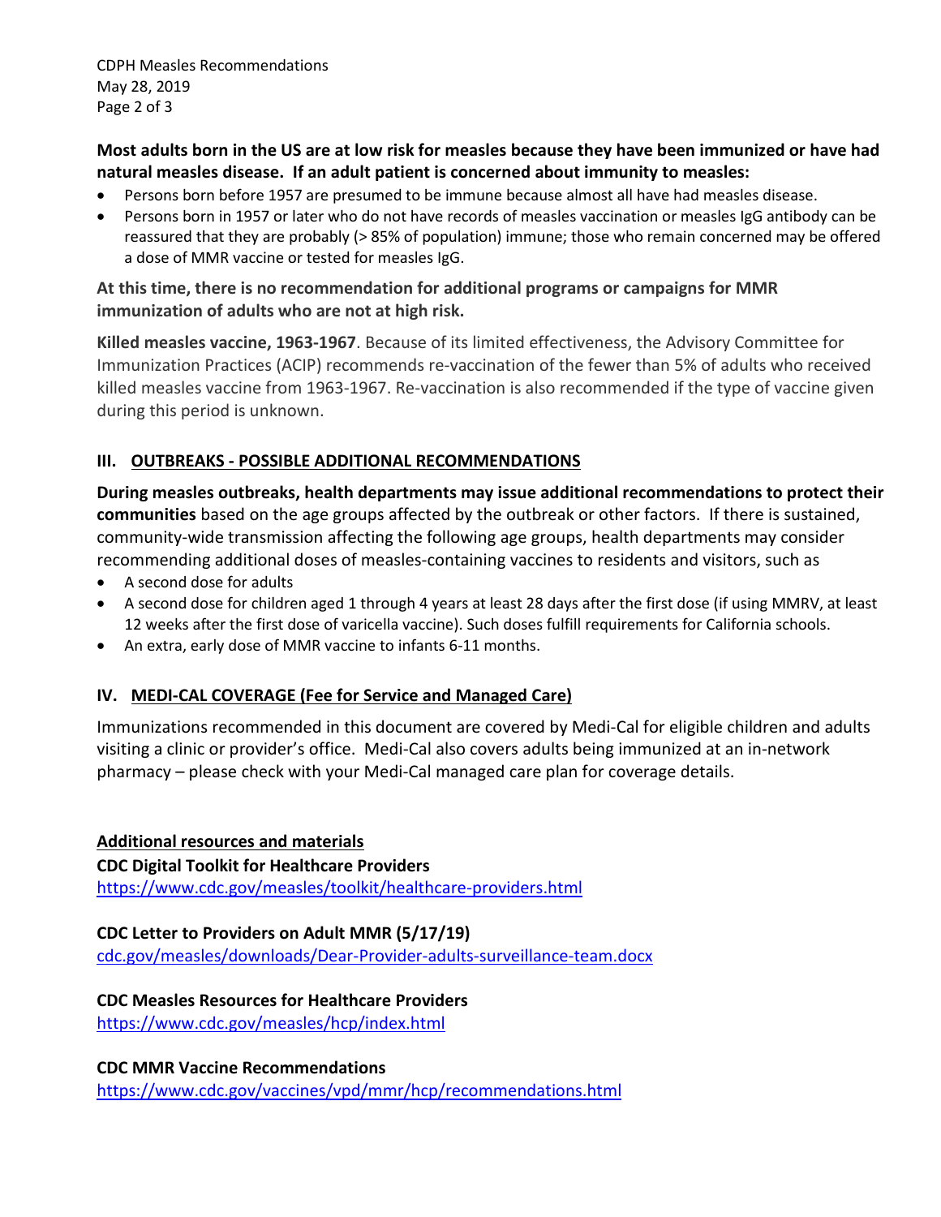**Most adults born in the US are at low risk for measles because they have been immunized or have had natural measles disease. If an adult patient is concerned about immunity to measles:**

- Persons born before 1957 are presumed to be immune because almost all have had measles disease.
- Persons born in 1957 or later who do not have records of measles vaccination or measles IgG antibody can be reassured that they are probably (> 85% of population) immune; those who remain concerned may be offered a dose of MMR vaccine or tested for measles IgG.

**At this time, there is no recommendation for additional programs or campaigns for MMR immunization of adults who are not at high risk.**

**Killed measles vaccine, 1963-1967**. Because of its limited effectiveness, the Advisory Committee for Immunization Practices (ACIP) recommends re-vaccination of the fewer than 5% of adults who received killed measles vaccine from 1963-1967. Re-vaccination is also recommended if the type of vaccine given during this period is unknown.

## III. OUTBREAKS - POSSIBLE ADDITIONAL RECOMMENDATIONS

**During measles outbreaks, health departments may issue additional recommendations to protect their communities** based on the age groups affected by the outbreak or other factors. If there is sustained, community-wide transmission affecting the following age groups, health departments may consider recommending additional doses of measles-containing vaccines to residents and visitors, such as

- A second dose for adults
- A second dose for children aged 1 through 4 years at least 28 days after the first dose (if using MMRV, at least 12 weeks after the first dose of varicella vaccine). Such doses fulfill requirements for California schools.
- An extra, early dose of MMR vaccine to infants 6-11 months.

## IV. MEDI-CAL COVERAGE (Fee for Service and Managed Care)

Immunizations recommended in this document are covered by Medi-Cal for eligible children and adults visiting a clinic or provider's office. Medi-Cal also covers adults being immunized at an in-network pharmacy – please check with your Medi-Cal managed care plan for coverage details.

### Additional resources and materials

**CDC Digital Toolkit for Healthcare Providers**
https://www.cdc.gov/measles/toolkit/healthcare-providers.html

**CDC Letter to Providers on Adult MMR (5/17/19)**
cdc.gov/measles/downloads/Dear-Provider-adults-surveillance-team.docx

**CDC Measles Resources for Healthcare Providers**
https://www.cdc.gov/measles/hcp/index.html

**CDC MMR Vaccine Recommendations**
https://www.cdc.gov/vaccines/vpd/mmr/hcp/recommendations.html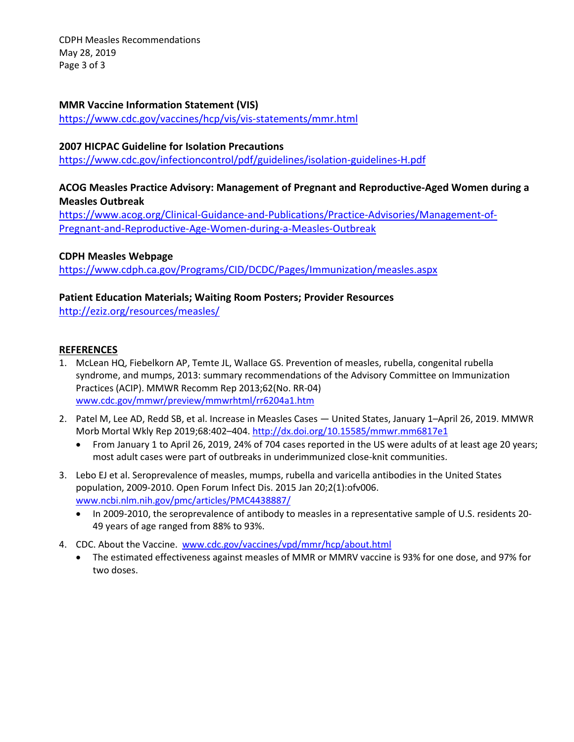**MMR Vaccine Information Statement (VIS)**
https://www.cdc.gov/vaccines/hcp/vis/vis-statements/mmr.html

**2007 HICPAC Guideline for Isolation Precautions**
https://www.cdc.gov/infectioncontrol/pdf/guidelines/isolation-guidelines-H.pdf

**ACOG Measles Practice Advisory: Management of Pregnant and Reproductive-Aged Women during a Measles Outbreak**
https://www.acog.org/Clinical-Guidance-and-Publications/Practice-Advisories/Management-of-Pregnant-and-Reproductive-Age-Women-during-a-Measles-Outbreak

**CDPH Measles Webpage**
https://www.cdph.ca.gov/Programs/CID/DCDC/Pages/Immunization/measles.aspx

**Patient Education Materials; Waiting Room Posters; Provider Resources**
http://eziz.org/resources/measles/

## REFERENCES

1. McLean HQ, Fiebelkorn AP, Temte JL, Wallace GS. Prevention of measles, rubella, congenital rubella syndrome, and mumps, 2013: summary recommendations of the Advisory Committee on Immunization Practices (ACIP). MMWR Recomm Rep 2013;62(No. RR-04) www.cdc.gov/mmwr/preview/mmwrhtml/rr6204a1.htm
2. Patel M, Lee AD, Redd SB, et al. Increase in Measles Cases — United States, January 1–April 26, 2019. MMWR Morb Mortal Wkly Rep 2019;68:402–404. http://dx.doi.org/10.15585/mmwr.mm6817e1
   - From January 1 to April 26, 2019, 24% of 704 cases reported in the US were adults of at least age 20 years; most adult cases were part of outbreaks in underimmunized close-knit communities.
3. Lebo EJ et al. Seroprevalence of measles, mumps, rubella and varicella antibodies in the United States population, 2009-2010. Open Forum Infect Dis. 2015 Jan 20;2(1):ofv006. www.ncbi.nlm.nih.gov/pmc/articles/PMC4438887/
   - In 2009-2010, the seroprevalence of antibody to measles in a representative sample of U.S. residents 20-49 years of age ranged from 88% to 93%.
4. CDC. About the Vaccine. www.cdc.gov/vaccines/vpd/mmr/hcp/about.html
   - The estimated effectiveness against measles of MMR or MMRV vaccine is 93% for one dose, and 97% for two doses.